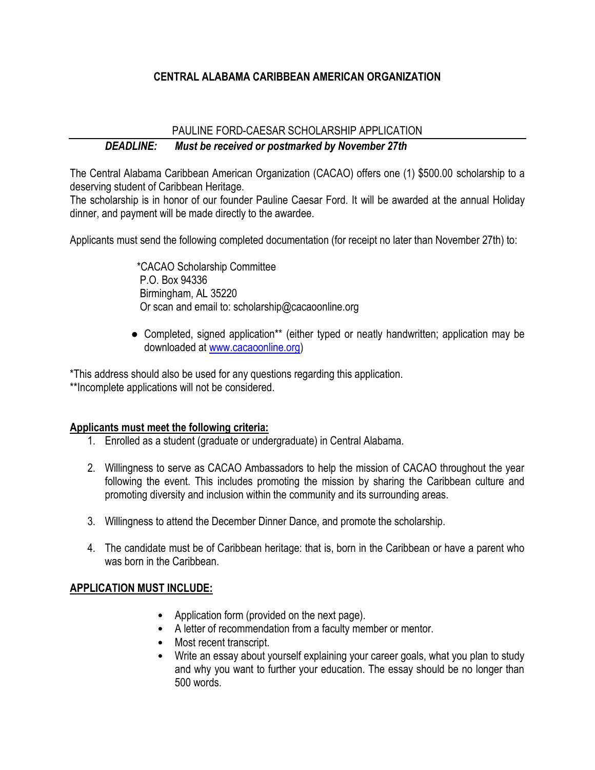# CENTRAL ALABAMA CARIBBEAN AMERICAN ORGANIZATION

## PAULINE FORD-CAESAR SCHOLARSHIP APPLICATION

***DEADLINE: Must be received or postmarked by November 27th***

The Central Alabama Caribbean American Organization (CACAO) offers one (1) $500.00 scholarship to a deserving student of Caribbean Heritage.
The scholarship is in honor of our founder Pauline Caesar Ford. It will be awarded at the annual Holiday dinner, and payment will be made directly to the awardee.

Applicants must send the following completed documentation (for receipt no later than November 27th) to:

*CACAO Scholarship Committee
P.O. Box 94336
Birmingham, AL 35220
Or scan and email to: scholarship@cacaoonline.org

- Completed, signed application** (either typed or neatly handwritten; application may be downloaded at [www.cacaoonline.org](http://www.cacaoonline.org))

*This address should also be used for any questions regarding this application.
**Incomplete applications will not be considered.

**<u>Applicants must meet the following criteria:</u>**

1. Enrolled as a student (graduate or undergraduate) in Central Alabama.
2. Willingness to serve as CACAO Ambassadors to help the mission of CACAO throughout the year following the event. This includes promoting the mission by sharing the Caribbean culture and promoting diversity and inclusion within the community and its surrounding areas.
3. Willingness to attend the December Dinner Dance, and promote the scholarship.
4. The candidate must be of Caribbean heritage: that is, born in the Caribbean or have a parent who was born in the Caribbean.

**<u>APPLICATION MUST INCLUDE:</u>**

- Application form (provided on the next page).
- A letter of recommendation from a faculty member or mentor.
- Most recent transcript.
- Write an essay about yourself explaining your career goals, what you plan to study and why you want to further your education. The essay should be no longer than 500 words.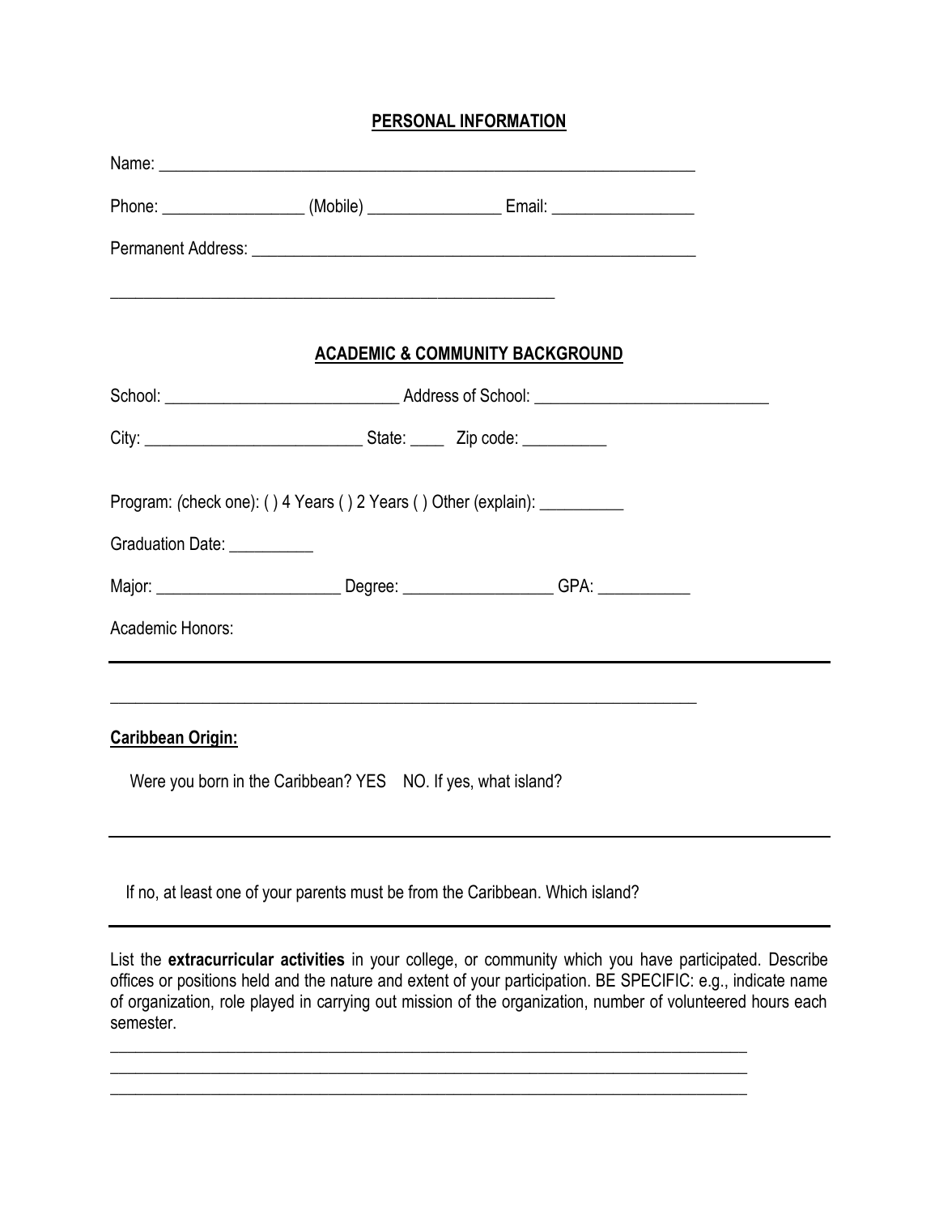**PERSONAL INFORMATION**

Name: ___________________________________________________________________

Phone: _________________ (Mobile) ________________ Email: _________________

Permanent Address: ______________________________________________________

_______________________________________________________

**ACADEMIC & COMMUNITY BACKGROUND**

School: ____________________________ Address of School: ____________________________

City: __________________________ State: ____ Zip code: __________

Program: *(check one)*: ( ) 4 Years ( ) 2 Years ( ) Other (explain): __________

Graduation Date: __________

Major: ______________________ Degree: _________________ GPA: ___________

Academic Honors:

_____________________________________________________________________

_____________________________________________________________________

**Caribbean Origin:**

Were you born in the Caribbean? YES NO. If yes, what island?

_____________________________________________________________________

If no, at least one of your parents must be from the Caribbean. Which island?

_____________________________________________________________________

List the **extracurricular activities** in your college, or community which you have participated. Describe offices or positions held and the nature and extent of your participation. BE SPECIFIC: e.g., indicate name of organization, role played in carrying out mission of the organization, number of volunteered hours each semester.

_____________________________________________________________________

_____________________________________________________________________

_____________________________________________________________________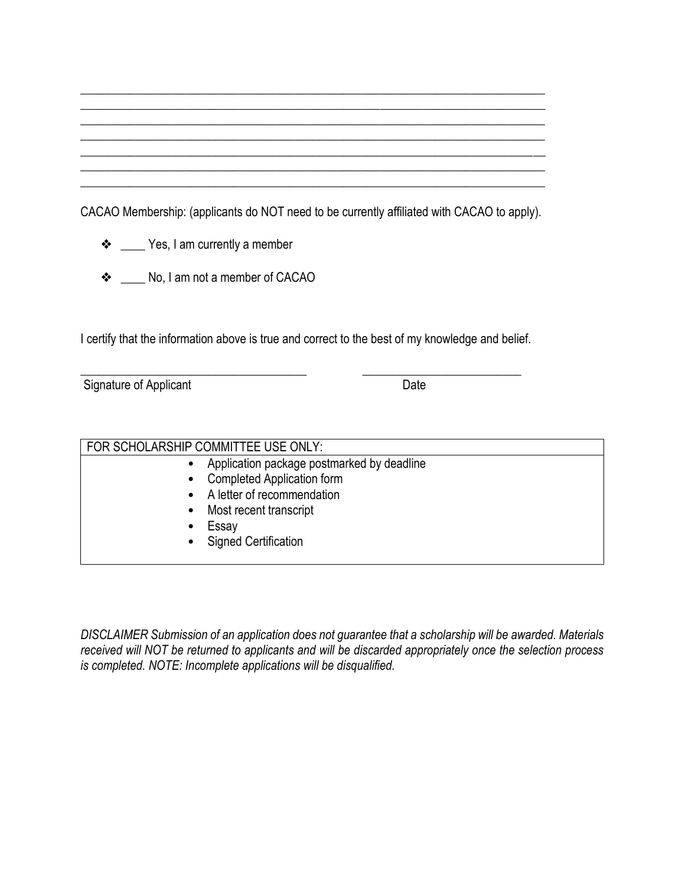\_\_\_\_\_\_\_\_\_\_\_\_\_\_\_\_\_\_\_\_\_\_\_\_\_\_\_\_\_\_\_\_\_\_\_\_\_\_\_\_\_\_\_\_\_\_\_\_\_\_\_\_\_\_\_\_\_\_\_\_\_\_\_\_\_\_\_\_\_\_\_\_
\_\_\_\_\_\_\_\_\_\_\_\_\_\_\_\_\_\_\_\_\_\_\_\_\_\_\_\_\_\_\_\_\_\_\_\_\_\_\_\_\_\_\_\_\_\_\_\_\_\_\_\_\_\_\_\_\_\_\_\_\_\_\_\_\_\_\_\_\_\_\_\_
\_\_\_\_\_\_\_\_\_\_\_\_\_\_\_\_\_\_\_\_\_\_\_\_\_\_\_\_\_\_\_\_\_\_\_\_\_\_\_\_\_\_\_\_\_\_\_\_\_\_\_\_\_\_\_\_\_\_\_\_\_\_\_\_\_\_\_\_\_\_\_\_
\_\_\_\_\_\_\_\_\_\_\_\_\_\_\_\_\_\_\_\_\_\_\_\_\_\_\_\_\_\_\_\_\_\_\_\_\_\_\_\_\_\_\_\_\_\_\_\_\_\_\_\_\_\_\_\_\_\_\_\_\_\_\_\_\_\_\_\_\_\_\_\_
\_\_\_\_\_\_\_\_\_\_\_\_\_\_\_\_\_\_\_\_\_\_\_\_\_\_\_\_\_\_\_\_\_\_\_\_\_\_\_\_\_\_\_\_\_\_\_\_\_\_\_\_\_\_\_\_\_\_\_\_\_\_\_\_\_\_\_\_\_\_\_\_
\_\_\_\_\_\_\_\_\_\_\_\_\_\_\_\_\_\_\_\_\_\_\_\_\_\_\_\_\_\_\_\_\_\_\_\_\_\_\_\_\_\_\_\_\_\_\_\_\_\_\_\_\_\_\_\_\_\_\_\_\_\_\_\_\_\_\_\_\_\_\_\_
\_\_\_\_\_\_\_\_\_\_\_\_\_\_\_\_\_\_\_\_\_\_\_\_\_\_\_\_\_\_\_\_\_\_\_\_\_\_\_\_\_\_\_\_\_\_\_\_\_\_\_\_\_\_\_\_\_\_\_\_\_\_\_\_\_\_\_\_\_\_\_\_

CACAO Membership: (applicants do NOT need to be currently affiliated with CACAO to apply).

- ____ Yes, I am currently a member
- ____ No, I am not a member of CACAO

I certify that the information above is true and correct to the best of my knowledge and belief.

\_\_\_\_\_\_\_\_\_\_\_\_\_\_\_\_\_\_\_\_\_\_\_\_\_\_\_\_\_\_\_\_\_\_\_\_\_ \_\_\_\_\_\_\_\_\_\_\_\_\_\_\_\_\_\_\_\_\_\_\_\_\_\_

Signature of Applicant Date

| FOR SCHOLARSHIP COMMITTEE USE ONLY: |
|---|
| • Application package postmarked by deadline<br>• Completed Application form<br>• A letter of recommendation<br>• Most recent transcript<br>• Essay<br>• Signed Certification |

*DISCLAIMER Submission of an application does not guarantee that a scholarship will be awarded. Materials received will NOT be returned to applicants and will be discarded appropriately once the selection process is completed. NOTE: Incomplete applications will be disqualified.*